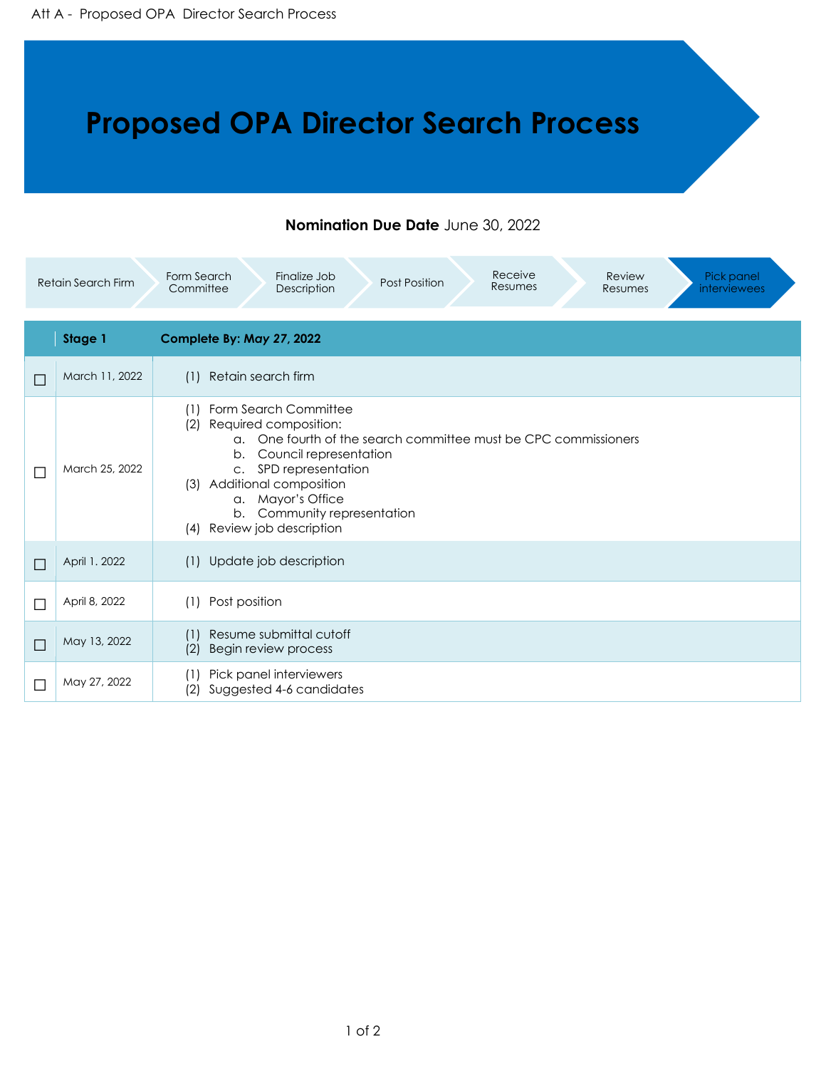Att A - Proposed OPA Director Search Process

# Proposed OPA Director Search Process

**Nomination Due Date** June 30, 2022

Retain Search Firm → Form Search Committee → Finalize Job Description → Post Position → Receive Resumes → Review Resumes → Pick panel interviewees

| | **Stage 1** | **Complete By: May 27, 2022** |
|---|---|---|
| ☐ | March 11, 2022 | (1) Retain search firm |
| ☐ | March 25, 2022 | (1) Form Search Committee<br>(2) Required composition:<br>a. One fourth of the search committee must be CPC commissioners<br>b. Council representation<br>c. SPD representation<br>(3) Additional composition<br>a. Mayor's Office<br>b. Community representation<br>(4) Review job description |
| ☐ | April 1. 2022 | (1) Update job description |
| ☐ | April 8, 2022 | (1) Post position |
| ☐ | May 13, 2022 | (1) Resume submittal cutoff<br>(2) Begin review process |
| ☐ | May 27, 2022 | (1) Pick panel interviewers<br>(2) Suggested 4-6 candidates |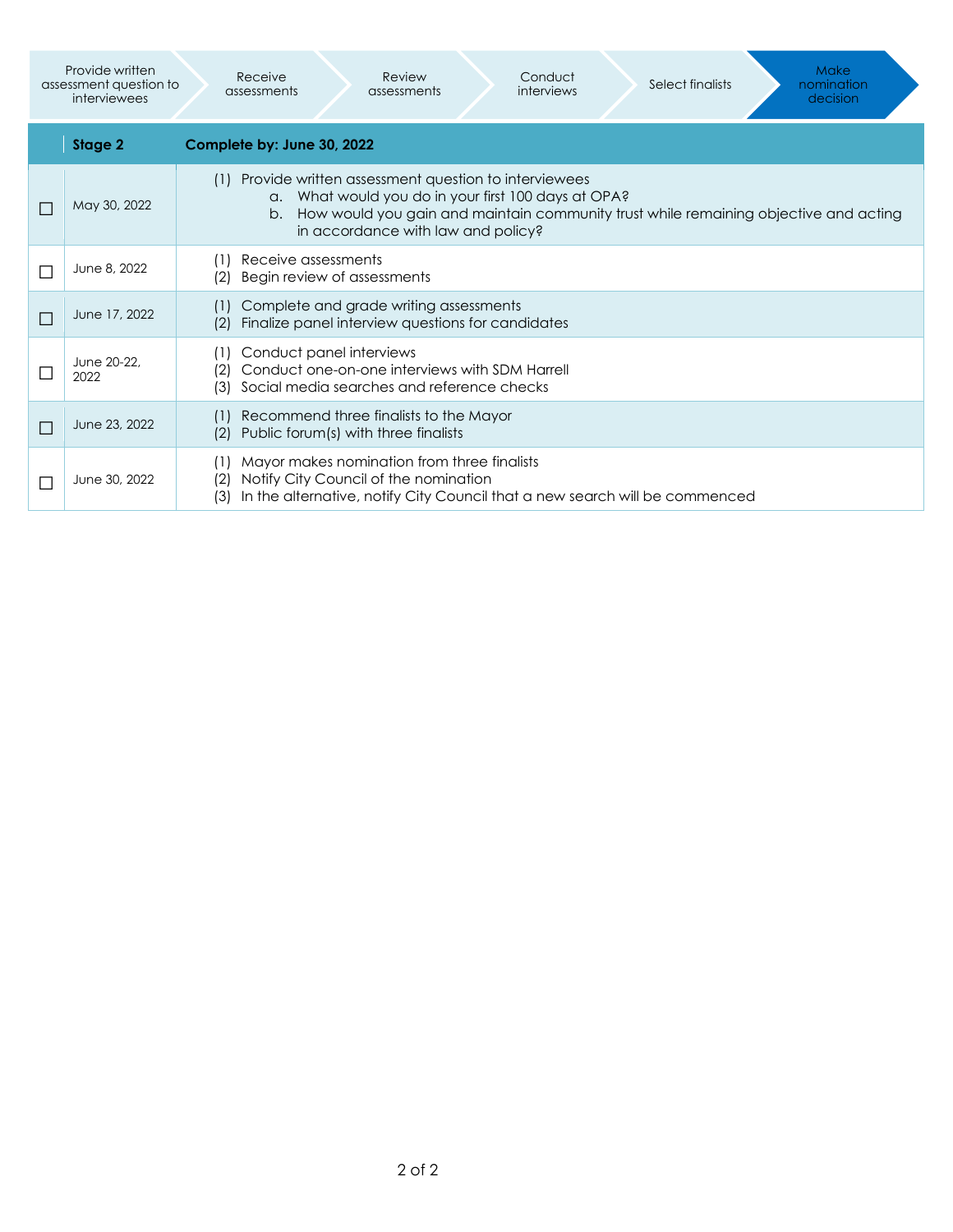Provide written assessment question to interviewees → Receive assessments → Review assessments → Conduct interviews → Select finalists → **Make nomination decision**

| | **Stage 2** | **Complete by: June 30, 2022** |
| --- | --- | --- |
| ☐ | May 30, 2022 | (1) Provide written assessment question to interviewees<br>a. What would you do in your first 100 days at OPA?<br>b. How would you gain and maintain community trust while remaining objective and acting in accordance with law and policy? |
| ☐ | June 8, 2022 | (1) Receive assessments<br>(2) Begin review of assessments |
| ☐ | June 17, 2022 | (1) Complete and grade writing assessments<br>(2) Finalize panel interview questions for candidates |
| ☐ | June 20-22, 2022 | (1) Conduct panel interviews<br>(2) Conduct one-on-one interviews with SDM Harrell<br>(3) Social media searches and reference checks |
| ☐ | June 23, 2022 | (1) Recommend three finalists to the Mayor<br>(2) Public forum(s) with three finalists |
| ☐ | June 30, 2022 | (1) Mayor makes nomination from three finalists<br>(2) Notify City Council of the nomination<br>(3) In the alternative, notify City Council that a new search will be commenced |